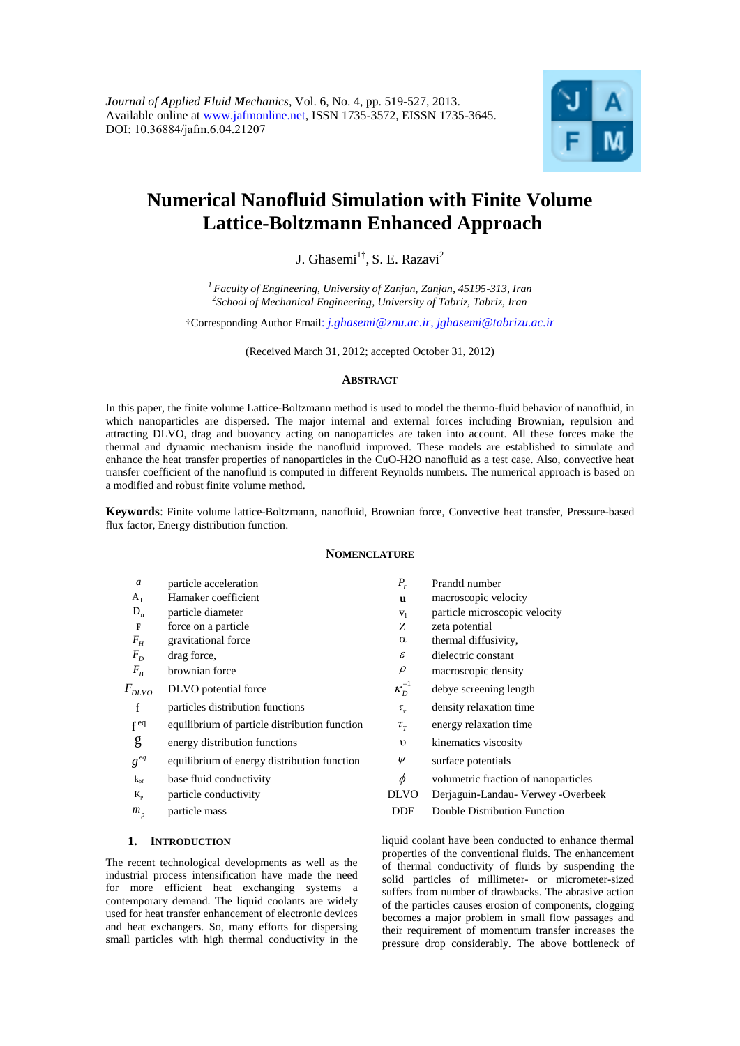Journal of Applied Fluid Mechanics, Vol. 6, No. 4, pp. 519-527, 2013.
Available online at www.jafmonline.net, ISSN 1735-3572, EISSN 1735-3645.
DOI: 10.36884/jafm.6.04.21207

# Numerical Nanofluid Simulation with Finite Volume Lattice-Boltzmann Enhanced Approach

J. Ghasemi[1†], S. E. Razavi[2]

[1] *Faculty of Engineering, University of Zanjan, Zanjan, 45195-313, Iran*
[2] *School of Mechanical Engineering, University of Tabriz, Tabriz, Iran*

†Corresponding Author Email: *j.ghasemi@znu.ac.ir, jghasemi@tabrizu.ac.ir*

(Received March 31, 2012; accepted October 31, 2012)

## Abstract

In this paper, the finite volume Lattice-Boltzmann method is used to model the thermo-fluid behavior of nanofluid, in which nanoparticles are dispersed. The major internal and external forces including Brownian, repulsion and attracting DLVO, drag and buoyancy acting on nanoparticles are taken into account. All these forces make the thermal and dynamic mechanism inside the nanofluid improved. These models are established to simulate and enhance the heat transfer properties of nanoparticles in the CuO-H2O nanofluid as a test case. Also, convective heat transfer coefficient of the nanofluid is computed in different Reynolds numbers. The numerical approach is based on a modified and robust finite volume method.

**Keywords**: Finite volume lattice-Boltzmann, nanofluid, Brownian force, Convective heat transfer, Pressure-based flux factor, Energy distribution function.

## Nomenclature

| Symbol | Description | Symbol | Description |
|---|---|---|---|
| $a$ | particle acceleration | $P_r$ | Prandtl number |
| $A_H$ | Hamaker coefficient | $\mathbf{u}$ | macroscopic velocity |
| $D_n$ | particle diameter | $v_i$ | particle microscopic velocity |
| $\mathbf{F}$ | force on a particle | $Z$ | zeta potential |
| $F_H$ | gravitational force | $\alpha$ | thermal diffusivity, |
| $F_D$ | drag force, | $\varepsilon$ | dielectric constant |
| $F_B$ | brownian force | $\rho$ | macroscopic density |
| $F_{DLVO}$ | DLVO potential force | $\kappa_D^{-1}$ | debye screening length |
| f | particles distribution functions | $\tau_v$ | density relaxation time |
| $f^{eq}$ | equilibrium of particle distribution function | $\tau_T$ | energy relaxation time |
| g | energy distribution functions | $\upsilon$ | kinematics viscosity |
| $g^{eq}$ | equilibrium of energy distribution function | $\psi$ | surface potentials |
| $k_{bf}$ | base fluid conductivity | $\phi$ | volumetric fraction of nanoparticles |
| $K_p$ | particle conductivity | DLVO | Derjaguin-Landau- Verwey -Overbeek |
| $m_p$ | particle mass | DDF | Double Distribution Function |

## 1. Introduction

The recent technological developments as well as the industrial process intensification have made the need for more efficient heat exchanging systems a contemporary demand. The liquid coolants are widely used for heat transfer enhancement of electronic devices and heat exchangers. So, many efforts for dispersing small particles with high thermal conductivity in the liquid coolant have been conducted to enhance thermal properties of the conventional fluids. The enhancement of thermal conductivity of fluids by suspending the solid particles of millimeter- or micrometer-sized suffers from number of drawbacks. The abrasive action of the particles causes erosion of components, clogging becomes a major problem in small flow passages and their requirement of momentum transfer increases the pressure drop considerably. The above bottleneck of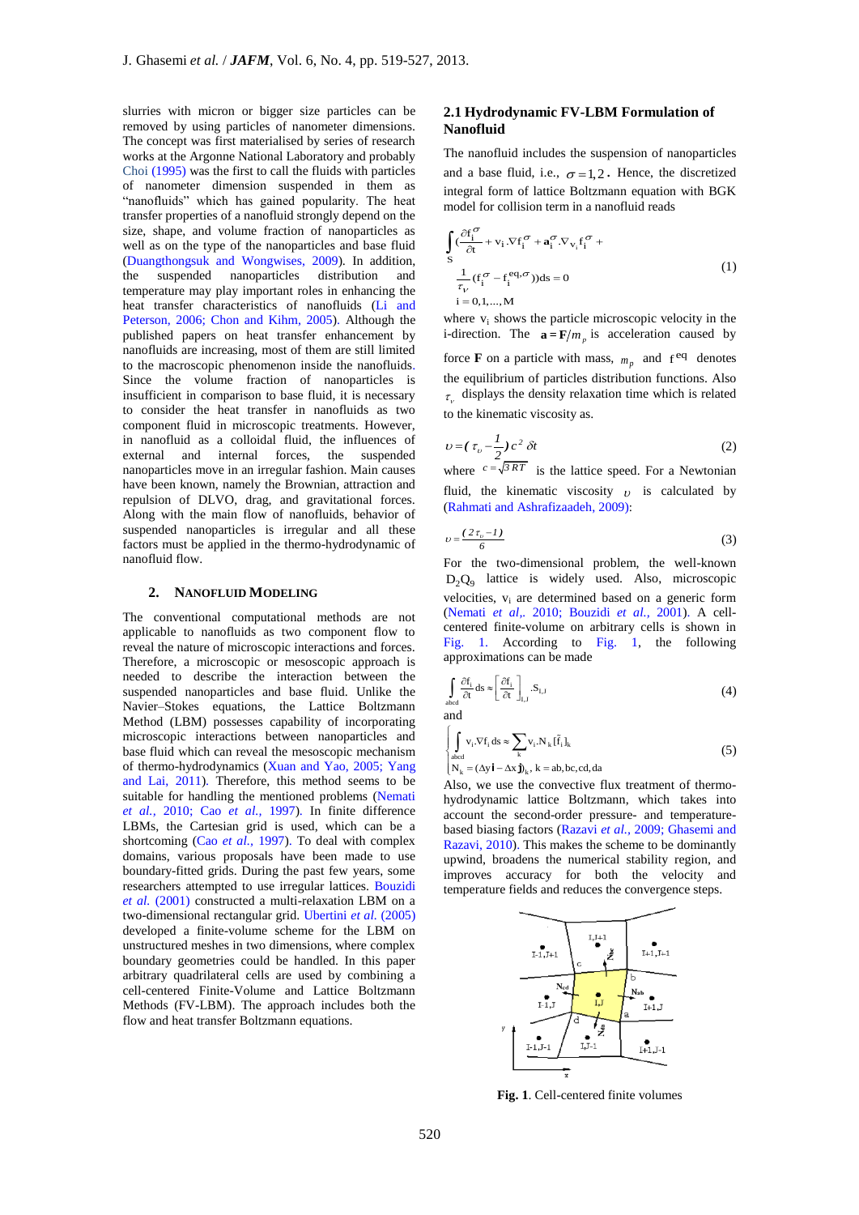slurries with micron or bigger size particles can be removed by using particles of nanometer dimensions. The concept was first materialised by series of research works at the Argonne National Laboratory and probably Choi (1995) was the first to call the fluids with particles of nanometer dimension suspended in them as "nanofluids" which has gained popularity. The heat transfer properties of a nanofluid strongly depend on the size, shape, and volume fraction of nanoparticles as well as on the type of the nanoparticles and base fluid (Duangthongsuk and Wongwises, 2009). In addition, the suspended nanoparticles distribution and temperature may play important roles in enhancing the heat transfer characteristics of nanofluids (Li and Peterson, 2006; Chon and Kihm, 2005). Although the published papers on heat transfer enhancement by nanofluids are increasing, most of them are still limited to the macroscopic phenomenon inside the nanofluids. Since the volume fraction of nanoparticles is insufficient in comparison to base fluid, it is necessary to consider the heat transfer in nanofluids as two component fluid in microscopic treatments. However, in nanofluid as a colloidal fluid, the influences of external and internal forces, the suspended nanoparticles move in an irregular fashion. Main causes have been known, namely the Brownian, attraction and repulsion of DLVO, drag, and gravitational forces. Along with the main flow of nanofluids, behavior of suspended nanoparticles is irregular and all these factors must be applied in the thermo-hydrodynamic of nanofluid flow.

## 2. Nanofluid Modeling

The conventional computational methods are not applicable to nanofluids as two component flow to reveal the nature of microscopic interactions and forces. Therefore, a microscopic or mesoscopic approach is needed to describe the interaction between the suspended nanoparticles and base fluid. Unlike the Navier–Stokes equations, the Lattice Boltzmann Method (LBM) possesses capability of incorporating microscopic interactions between nanoparticles and base fluid which can reveal the non-scope mechanism of thermo-hydrodynamics (Xuan and Yao, 2005; Yang and Lai, 2011). Therefore, this method seems to be suitable for handling the mentioned problems (Nemati *et al.*, 2010; Cao *et al.*, 1997). In finite difference LBMs, the Cartesian grid is used, which can be a shortcoming (Cao *et al.*, 1997). To deal with complex domains, various proposals have been made to use boundary-fitted grids. During the past few years, some researchers attempted to use irregular lattices. Bouzidi *et al.* (2001) constructed a multi-relaxation LBM on a two-dimensional rectangular grid. Ubertini *et al.* (2005) developed a finite-volume scheme for the LBM on unstructured meshes in two dimensions, where complex boundary geometries could be handled. In this paper arbitrary quadrilateral cells are used by combining a cell-centered Finite-Volume and Lattice Boltzmann Methods (FV-LBM). The approach includes both the flow and heat transfer Boltzmann equations.

### 2.1 Hydrodynamic FV-LBM Formulation of Nanofluid

The nanofluid includes the suspension of nanoparticles and a base fluid, i.e., $\sigma = 1,2$. Hence, the discretized integral form of lattice Boltzmann equation with BGK model for collision term in a nanofluid reads

$$\int_S \left(\frac{\partial f_i^{\sigma}}{\partial t} + v_i.\nabla f_i^{\sigma} + \mathbf{a}_i^{\sigma}.\nabla_{v_i} f_i^{\sigma} + \frac{1}{\tau_{\nu}}(f_i^{\sigma} - f_i^{eq,\sigma})\right) ds = 0 \qquad i = 0,1,\ldots,M \tag{1}$$

where $v_i$ shows the particle microscopic velocity in the i-direction. The $\mathbf{a} = \mathbf{F}/m_p$ is acceleration caused by force $\mathbf{F}$ on a particle with mass, $m_p$ and $f^{eq}$ denotes the equilibrium of particles distribution functions. Also $\tau_{\nu}$ displays the density relaxation time which is related to the kinematic viscosity as.

$$\upsilon = (\tau_{\upsilon} - \frac{1}{2})c^2\,\delta t \tag{2}$$

where $c = \sqrt{3RT}$ is the lattice speed. For a Newtonian fluid, the kinematic viscosity $\upsilon$ is calculated by (Rahmati and Ashrafizaadeh, 2009):

$$\upsilon = \frac{(2\tau_{\upsilon} - 1)}{6} \tag{3}$$

For the two-dimensional problem, the well-known $D_2Q_9$ lattice is widely used. Also, microscopic velocities, $v_i$ are determined based on a generic form (Nemati *et al*,. 2010; Bouzidi *et al.*, 2001). A cell-centered finite-volume on arbitrary cells is shown in Fig. 1. According to Fig. 1, the following approximations can be made

$$\int_{abcd} \frac{\partial f_i}{\partial t} ds \approx \left[\frac{\partial f_i}{\partial t}\right]_{I,J} .S_{I,J} \tag{4}$$

and

$$\begin{cases} \int_{abcd} v_i.\nabla f_i\, ds \approx \sum_k v_i.N_k[\tilde{f}_i]_k \\ N_k = (\Delta y\,\mathbf{i} - \Delta x\,\mathbf{j})_k,\; k = ab, bc, cd, da \end{cases} \tag{5}$$

Also, we use the convective flux treatment of thermo-hydrodynamic lattice Boltzmann, which takes into account the second-order pressure- and temperature-based biasing factors (Razavi *et al.*, 2009; Ghasemi and Razavi, 2010). This makes the scheme to be dominantly upwind, broadens the numerical stability region, and improves accuracy for both the velocity and temperature fields and reduces the convergence steps.

**Fig. 1**. Cell-centered finite volumes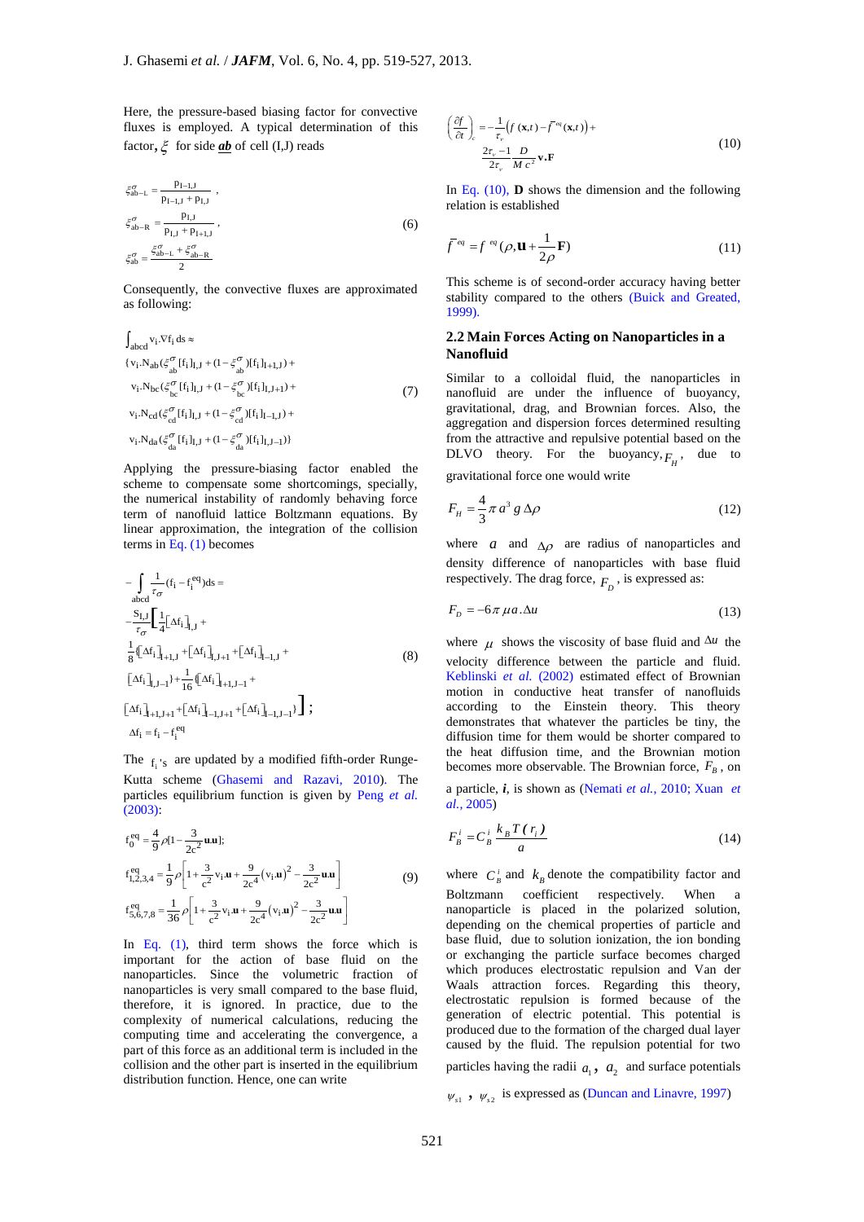Here, the pressure-based biasing factor for convective fluxes is employed. A typical determination of this factor, $\xi$ for side ***ab*** of cell (I,J) reads

$$
\begin{aligned}
\xi^{\sigma}_{ab-L} &= \frac{p_{I-1,J}}{p_{I-1,J}+p_{I,J}}\,, \\
\xi^{\sigma}_{ab-R} &= \frac{p_{I,J}}{p_{I,J}+p_{I+1,J}}\,, \\
\xi^{\sigma}_{ab} &= \frac{\xi^{\sigma}_{ab-L}+\xi^{\sigma}_{ab-R}}{2}
\end{aligned} \tag{6}
$$

Consequently, the convective fluxes are approximated as following:

$$
\begin{aligned}
&\int_{abcd} v_i.\nabla f_i \, ds \approx \\
&\{v_i.N_{ab}(\xi^{\sigma}_{ab}[f_i]_{I,J}+(1-\xi^{\sigma}_{ab})[f_i]_{I+1,J})+ \\
&\ v_i.N_{bc}(\xi^{\sigma}_{bc}[f_i]_{I,J}+(1-\xi^{\sigma}_{bc})[f_i]_{I,J+1})+ \\
&\ v_i.N_{cd}(\xi^{\sigma}_{cd}[f_i]_{I,J}+(1-\xi^{\sigma}_{cd})[f_i]_{I-1,J})+ \\
&\ v_i.N_{da}(\xi^{\sigma}_{da}[f_i]_{I,J}+(1-\xi^{\sigma}_{da})[f_i]_{I,J-1})\}
\end{aligned} \tag{7}
$$

Applying the pressure-biasing factor enabled the scheme to compensate some shortcomings, specially, the numerical instability of randomly behaving force term of nanofluid lattice Boltzmann equations. By linear approximation, the integration of the collision terms in Eq. (1) becomes

$$
\begin{aligned}
&-\int_{abcd}\frac{1}{\tau_{\sigma}}(f_i - f_i^{eq})ds = \\
&-\frac{S_{I,J}}{\tau_{\sigma}}\Bigg[\frac{1}{4}[\Delta f_i]_{I,J} + \\
&\frac{1}{8}\{[\Delta f_i]_{I+1,J}+[\Delta f_i]_{I,J+1}+[\Delta f_i]_{I-1,J}+ \\
&[\Delta f_i]_{I,J-1}\}+\frac{1}{16}\{[\Delta f_i]_{I+1,J-1}+ \\
&[\Delta f_i]_{I+1,J+1}+[\Delta f_i]_{I-1,J+1}+[\Delta f_i]_{I-1,J-1}\}\Bigg]; \\
&\Delta f_i = f_i - f_i^{eq}
\end{aligned} \tag{8}
$$

The $f_i$'s are updated by a modified fifth-order Runge-Kutta scheme (Ghasemi and Razavi, 2010). The particles equilibrium function is given by Peng *et al.* (2003):

$$
\begin{aligned}
f_0^{eq} &= \frac{4}{9}\rho[1-\frac{3}{2c^2}\mathbf{u.u}]; \\
f_{1,2,3,4}^{eq} &= \frac{1}{9}\rho\left[1+\frac{3}{c^2}v_i.\mathbf{u}+\frac{9}{2c^4}(v_i.\mathbf{u})^2-\frac{3}{2c^2}\mathbf{u.u}\right] \\
f_{5,6,7,8}^{eq} &= \frac{1}{36}\rho\left[1+\frac{3}{c^2}v_i.\mathbf{u}+\frac{9}{2c^4}(v_i.\mathbf{u})^2-\frac{3}{2c^2}\mathbf{u.u}\right]
\end{aligned} \tag{9}
$$

In Eq. (1), third term shows the force which is important for the action of base fluid on the nanoparticles. Since the volumetric fraction of nanoparticles is very small compared to the base fluid, therefore, it is ignored. In practice, due to the complexity of numerical calculations, reducing the computing time and accelerating the convergence, a part of this force as an additional term is included in the collision and the other part is inserted in the equilibrium distribution function. Hence, one can write

$$
\left(\frac{\partial f}{\partial t}\right)_c = -\frac{1}{\tau_v}\left(f(\mathbf{x},t)-\bar{f}^{eq}(\mathbf{x},t)\right)+ \frac{2\tau_v-1}{2\tau_v}\frac{D}{Mc^2}\mathbf{v.F} \tag{10}
$$

In Eq. (10), **D** shows the dimension and the following relation is established

$$
\bar{f}^{eq} = f^{eq}(\rho, \mathbf{u}+\frac{1}{2\rho}\mathbf{F}) \tag{11}
$$

This scheme is of second-order accuracy having better stability compared to the others (Buick and Greated, 1999).

### 2.2 Main Forces Acting on Nanoparticles in a Nanofluid

Similar to a colloidal fluid, the nanoparticles in nanofluid are under the influence of buoyancy, gravitational, drag, and Brownian forces. Also, the aggregation and dispersion forces determined resulting from the attractive and repulsive potential based on the DLVO theory. For the buoyancy, $F_H$, due to gravitational force one would write

$$
F_H = \frac{4}{3}\pi a^3 g\,\Delta\rho \tag{12}
$$

where $a$ and $\Delta\rho$ are radius of nanoparticles and density difference of nanoparticles with base fluid respectively. The drag force, $F_D$, is expressed as:

$$
F_D = -6\pi\mu a.\Delta u \tag{13}
$$

where $\mu$ shows the viscosity of base fluid and $\Delta u$ the velocity difference between the particle and fluid. Keblinski *et al.* (2002) estimated effect of Brownian motion in conductive heat transfer of nanofluids according to the Einstein theory. This theory demonstrates that whatever the particles be tiny, the diffusion time for them would be shorter compared to the heat diffusion time, and the Brownian motion becomes more observable. The Brownian force, $F_B$, on a particle, ***i***, is shown as (Nemati *et al.*, 2010; Xuan *et al.*, 2005)

$$
F_B^i = C_B^i \frac{k_B T(r_i)}{a} \tag{14}
$$

where $C_B^i$ and $k_B$ denote the compatibility factor and Boltzmann coefficient respectively. When a nanoparticle is placed in the polarized solution, depending on the chemical properties of particle and base fluid, due to solution ionization, the ion bonding or exchanging the particle surface becomes charged which produces electrostatic repulsion and Van der Waals attraction forces. Regarding this theory, electrostatic repulsion is formed because of the generation of electric potential. This potential is produced due to the formation of the charged dual layer caused by the fluid. The repulsion potential for two particles having the radii $a_1$, $a_2$ and surface potentials $\psi_{s1}$, $\psi_{s2}$ is expressed as (Duncan and Linavre, 1997)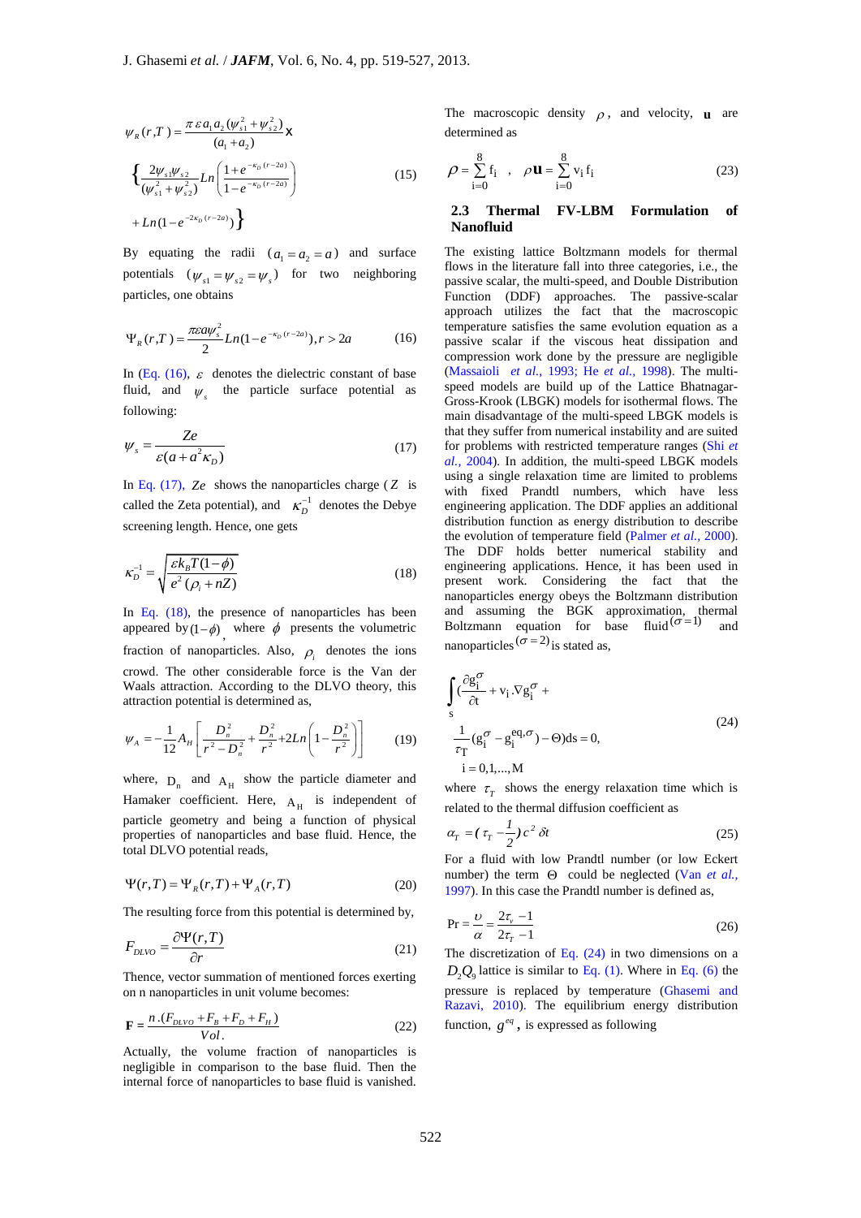$$\psi_R(r,T) = \frac{\pi \varepsilon a_1 a_2 (\psi_{s1}^2 + \psi_{s2}^2)}{(a_1 + a_2)} \times \left\{ \frac{2\psi_{s1}\psi_{s2}}{(\psi_{s1}^2 + \psi_{s2}^2)} Ln\left(\frac{1+e^{-\kappa_D (r-2a)}}{1-e^{-\kappa_D (r-2a)}}\right) + Ln(1-e^{-2\kappa_D (r-2a)}) \right\} \tag{15}$$

By equating the radii $(a_1 = a_2 = a)$ and surface potentials $(\psi_{s1} = \psi_{s2} = \psi_s)$ for two neighboring particles, one obtains

$$\Psi_R(r,T) = \frac{\pi \varepsilon a \psi_s^2}{2} Ln(1-e^{-\kappa_D (r-2a)}), r > 2a \tag{16}$$

In (Eq. (16), $\varepsilon$ denotes the dielectric constant of base fluid, and $\psi_s$ the particle surface potential as following:

$$\psi_s = \frac{Ze}{\varepsilon(a + a^2 \kappa_D)} \tag{17}$$

In Eq. (17), $Ze$ shows the nanoparticles charge ($Z$ is called the Zeta potential), and $\kappa_D^{-1}$ denotes the Debye screening length. Hence, one gets

$$\kappa_D^{-1} = \sqrt{\frac{\varepsilon k_B T(1-\phi)}{e^2(\rho_i + nZ)}} \tag{18}$$

In Eq. (18), the presence of nanoparticles has been appeared by $(1-\phi)$, where $\phi$ presents the volumetric fraction of nanoparticles. Also, $\rho_i$ denotes the ions crowd. The other considerable force is the Van der Waals attraction. According to the DLVO theory, this attraction potential is determined as,

$$\psi_A = -\frac{1}{12} A_H \left[ \frac{D_n^2}{r^2 - D_n^2} + \frac{D_n^2}{r^2} + 2Ln\left(1 - \frac{D_n^2}{r^2}\right) \right] \tag{19}$$

where, $D_n$ and $A_H$ show the particle diameter and Hamaker coefficient. Here, $A_H$ is independent of particle geometry and being a function of physical properties of nanoparticles and base fluid. Hence, the total DLVO potential reads,

$$\Psi(r,T) = \Psi_R(r,T) + \Psi_A(r,T) \tag{20}$$

The resulting force from this potential is determined by,

$$F_{DLVO} = \frac{\partial \Psi(r,T)}{\partial r} \tag{21}$$

Thence, vector summation of mentioned forces exerting on n nanoparticles in unit volume becomes:

$$\mathbf{F} = \frac{n.(F_{DLVO} + F_B + F_D + F_H)}{Vol.} \tag{22}$$

Actually, the volume fraction of nanoparticles is negligible in comparison to the base fluid. Then the internal force of nanoparticles to base fluid is vanished.

The macroscopic density $\rho$, and velocity, $\mathbf{u}$ are determined as

$$\rho = \sum_{i=0}^{8} f_i \quad , \quad \rho \mathbf{u} = \sum_{i=0}^{8} v_i f_i \tag{23}$$

### 2.3 Thermal FV-LBM Formulation of Nanofluid

The existing lattice Boltzmann models for thermal flows in the literature fall into three categories, i.e., the passive scalar, the multi-speed, and Double Distribution Function (DDF) approaches. The passive-scalar approach utilizes the fact that the macroscopic temperature satisfies the same evolution equation as a passive scalar if the viscous heat dissipation and compression work done by the pressure are negligible (Massaioli *et al.*, 1993; He *et al.*, 1998). The multi-speed models are build up of the Lattice Bhatnagar-Gross-Krook (LBGK) models for isothermal flows. The main disadvantage of the multi-speed LBGK models is that they suffer from numerical instability and are suited for problems with restricted temperature ranges (Shi *et al.*, 2004). In addition, the multi-speed LBGK models using a single relaxation time are limited to problems with fixed Prandtl numbers, which have less engineering application. The DDF applies an additional distribution function as energy distribution to describe the evolution of temperature field (Palmer *et al.*, 2000). The DDF holds better numerical stability and engineering applications. Hence, it has been used in present work. Considering the fact that the nanoparticles energy obeys the Boltzmann distribution and assuming the BGK approximation, thermal Boltzmann equation for base fluid$(\sigma = 1)$ and nanoparticles$(\sigma = 2)$ is stated as,

$$\int_s \left(\frac{\partial g_i^{\sigma}}{\partial t} + v_i.\nabla g_i^{\sigma} + \frac{1}{\tau_T}(g_i^{\sigma} - g_i^{eq,\sigma}) - \Theta\right) ds = 0, \quad i = 0,1,...,M \tag{24}$$

where $\tau_T$ shows the energy relaxation time which is related to the thermal diffusion coefficient as

$$\alpha_T = (\tau_T - \frac{1}{2}) c^2 \delta t \tag{25}$$

For a fluid with low Prandtl number (or low Eckert number) the term $\Theta$ could be neglected (Van *et al.*, 1997). In this case the Prandtl number is defined as,

$$\Pr = \frac{\upsilon}{\alpha} = \frac{2\tau_v - 1}{2\tau_T - 1} \tag{26}$$

The discretization of Eq. (24) in two dimensions on a $D_2Q_9$ lattice is similar to Eq. (1). Where in Eq. (6) the pressure is replaced by temperature (Ghasemi and Razavi, 2010). The equilibrium energy distribution function, $g^{eq}$, is expressed as following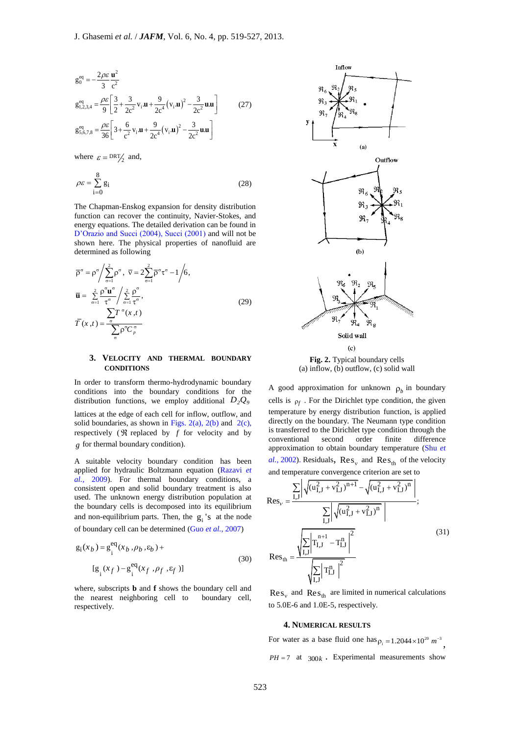$$g_0^{eq} = -\frac{2\rho\varepsilon}{3}\frac{\mathbf{u}^2}{c^2}$$

$$g_{1,2,3,4}^{eq} = \frac{\rho\varepsilon}{9}\left[\frac{3}{2} + \frac{3}{2c^2}\mathrm{v}_i.\mathbf{u} + \frac{9}{2c^4}\left(\mathrm{v}_i.\mathbf{u}\right)^2 - \frac{3}{2c^2}\mathbf{u}.\mathbf{u}\right] \tag{27}$$

$$g_{5,6,7,8}^{eq} = \frac{\rho\varepsilon}{36}\left[3 + \frac{6}{c^2}\mathrm{v}_i.\mathbf{u} + \frac{9}{2c^4}\left(\mathrm{v}_i.\mathbf{u}\right)^2 - \frac{3}{2c^2}\mathbf{u}.\mathbf{u}\right]$$

where $\varepsilon = {}^{DRT}\!/_{2}$ and,

$$\rho\varepsilon = \sum_{i=0}^{8} g_i \tag{28}$$

The Chapman-Enskog expansion for density distribution function can recover the continuity, Navier-Stokes, and energy equations. The detailed derivation can be found in D'Orazio and Succi (2004), Succi (2001) and will not be shown here. The physical properties of nanofluid are determined as following

$$\bar{\rho}^{\sigma} = \rho^{\sigma} \Big/ \sum_{\sigma=1}^{2} \rho^{\sigma}, \;\; \bar{\nu} = 2\sum_{\sigma=1}^{2} \bar{\rho}^{\sigma}\tau^{\sigma} - 1 \Big/ 6,$$

$$\bar{\mathbf{u}} = \sum_{\sigma=1}^{2} \frac{\rho^{\sigma}\mathbf{u}^{\sigma}}{\tau^{\sigma}} \Big/ \sum_{\sigma=1}^{2} \frac{\rho^{\sigma}}{\tau^{\sigma}}, \tag{29}$$

$$\bar{T}(x,t) = \frac{\sum_{\sigma} T^{\sigma}(x,t)}{\sum_{\sigma} \rho^{\sigma} C_p^{\sigma}}$$

## 3. Velocity and Thermal Boundary Conditions

In order to transform thermo-hydrodynamic boundary conditions into the boundary conditions for the distribution functions, we employ additional $D_2Q_9$ lattices at the edge of each cell for inflow, outflow, and solid boundaries, as shown in Figs. 2(a), 2(b) and 2(c), respectively ($\Re$ replaced by $f$ for velocity and by $g$ for thermal boundary condition).

A suitable velocity boundary condition has been applied for hydraulic Boltzmann equation (Razavi *et al.*, 2009). For thermal boundary conditions, a consistent open and solid boundary treatment is also used. The unknown energy distribution population at the boundary cells is decomposed into its equilibrium and non-equilibrium parts. Then, the $g_i$'s at the node of boundary cell can be determined (Guo *et al.*, 2007)

$$g_i(x_b) = g_i^{eq}(x_b, \rho_b, \varepsilon_b) + [g_i(x_f) - g_i^{eq}(x_f, \rho_f, \varepsilon_f)] \tag{30}$$

where, subscripts **b** and **f** shows the boundary cell and the nearest neighboring cell to boundary cell, respectively.

**Fig. 2.** Typical boundary cells
(a) inflow, (b) outflow, (c) solid wall

A good approximation for unknown $\rho_b$ in boundary cells is $\rho_f$. For the Dirichlet type condition, the given temperature by energy distribution function, is applied directly on the boundary. The Neumann type condition is transferred to the Dirichlet type condition through the conventional second order finite difference approximation to obtain boundary temperature (Shu *et al.*, 2002). Residuals, $\mathrm{Res}_v$ and $\mathrm{Res}_{th}$ of the velocity and temperature convergence criterion are set to

$$\mathrm{Res}_v = \frac{\sum_{I,J}\left|\sqrt{(u_{I,J}^2 + v_{I,J}^2)^{n+1}} - \sqrt{(u_{I,J}^2 + v_{I,J}^2)^{n}}\right|}{\sum_{I,J}\left|\sqrt{(u_{I,J}^2 + v_{I,J}^2)^{n}}\right|};$$

$$\mathrm{Res}_{th} = \frac{\sqrt{\sum_{I,J}\left|T_{I,J}^{n+1} - T_{I,J}^{n}\right|^2}}{\sqrt{\sum_{I,J}\left|T_{I,J}^{n}\right|^2}} \tag{31}$$

$\mathrm{Res}_v$ and $\mathrm{Res}_{th}$ are limited in numerical calculations to 5.0E-6 and 1.0E-5, respectively.

## 4. Numerical Results

For water as a base fluid one has $\rho_i = 1.2044\times10^{20}\ m^{-3}$, $PH = 7$ at $300k$. Experimental measurements show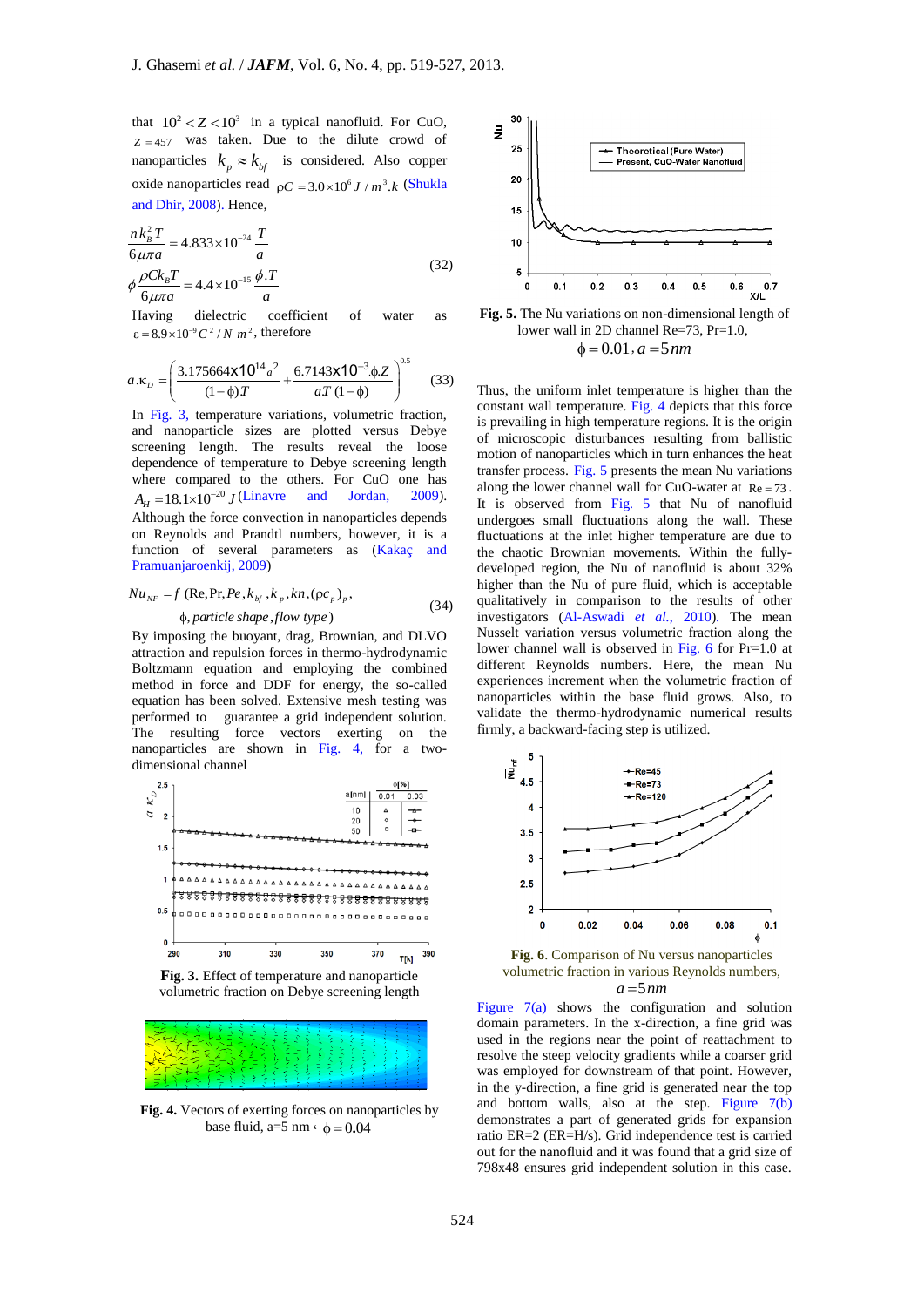that $10^2 < Z < 10^3$ in a typical nanofluid. For CuO, $Z = 457$ was taken. Due to the dilute crowd of nanoparticles $k_p \approx k_{bf}$ is considered. Also copper oxide nanoparticles read $\rho C = 3.0\times10^6\, J/m^3.k$ (Shukla and Dhir, 2008). Hence,

$$
\begin{aligned}
&\frac{nk_B^2 T}{6\mu\pi a} = 4.833\times10^{-24}\,\frac{T}{a} \\
&\phi\frac{\rho C k_B T}{6\mu\pi a} = 4.4\times10^{-15}\,\frac{\phi.T}{a}
\end{aligned}
\tag{32}
$$

Having dielectric coefficient of water as $\varepsilon = 8.9\times10^{-9}\, C^2/N\, m^2$, therefore

$$
a.\kappa_D = \left(\frac{3.175664\text{x}10^{14}a^2}{(1-\phi)T} + \frac{6.7143\text{x}10^{-3}\phi.Z}{aT\,(1-\phi)}\right)^{0.5} \tag{33}
$$

In Fig. 3, temperature variations, volumetric fraction, and nanoparticle sizes are plotted versus Debye screening length. The results reveal the loose dependence of temperature to Debye screening length where compared to the others. For CuO one has $A_H = 18.1\times10^{-20}\, J$ (Linavre and Jordan, 2009). Although the force convection in nanoparticles depends on Reynolds and Prandtl numbers, however, it is a function of several parameters as (Kakaç and Pramuanjaroenkij, 2009)

$$
\begin{aligned}
Nu_{NF} = f\,(&\text{Re}, \text{Pr}, Pe, k_{bf}, k_p, kn, (\rho c_p)_p, \\
&\phi, \textit{particle shape}, \textit{flow type})
\end{aligned}
\tag{34}
$$

By imposing the buoyant, drag, Brownian, and DLVO attraction and repulsion forces in thermo-hydrodynamic Boltzmann equation and employing the combined method in force and DDF for energy, the so-called equation has been solved. Extensive mesh testing was performed to guarantee a grid independent solution. The resulting force vectors exerting on the nanoparticles are shown in Fig. 4, for a two-dimensional channel

**Fig. 3.** Effect of temperature and nanoparticle volumetric fraction on Debye screening length

**Fig. 4.** Vectors of exerting forces on nanoparticles by base fluid, a=5 nm , $\phi = 0.04$

**Fig. 5.** The Nu variations on non-dimensional length of lower wall in 2D channel Re=73, Pr=1.0, $\phi = 0.01$, $a = 5nm$

Thus, the uniform inlet temperature is higher than the constant wall temperature. Fig. 4 depicts that this force is prevailing in high temperature regions. It is the origin of microscopic disturbances resulting from ballistic motion of nanoparticles which in turn enhances the heat transfer process. Fig. 5 presents the mean Nu variations along the lower channel wall for CuO-water at $\text{Re} = 73$. It is observed from Fig. 5 that Nu of nanofluid undergoes small fluctuations along the wall. These fluctuations at the inlet higher temperature are due to the chaotic Brownian movements. Within the fully-developed region, the Nu of nanofluid is about 32% higher than the Nu of pure fluid, which is acceptable qualitatively in comparison to the results of other investigators (Al-Aswadi *et al.*, 2010). The mean Nusselt variation versus volumetric fraction along the lower channel wall is observed in Fig. 6 for Pr=1.0 at different Reynolds numbers. Here, the mean Nu experiences increment when the volumetric fraction of nanoparticles within the base fluid grows. Also, to validate the thermo-hydrodynamic numerical results firmly, a backward-facing step is utilized.

**Fig. 6**. Comparison of Nu versus nanoparticles volumetric fraction in various Reynolds numbers, $a = 5nm$

Figure 7(a) shows the configuration and solution domain parameters. In the x-direction, a fine grid was used in the regions near the point of reattachment to resolve the steep velocity gradients while a coarser grid was employed for downstream of that point. However, in the y-direction, a fine grid is generated near the top and bottom walls, also at the step. Figure 7(b) demonstrates a part of generated grids for expansion ratio ER=2 (ER=H/s). Grid independence test is carried out for the nanofluid and it was found that a grid size of 798x48 ensures grid independent solution in this case.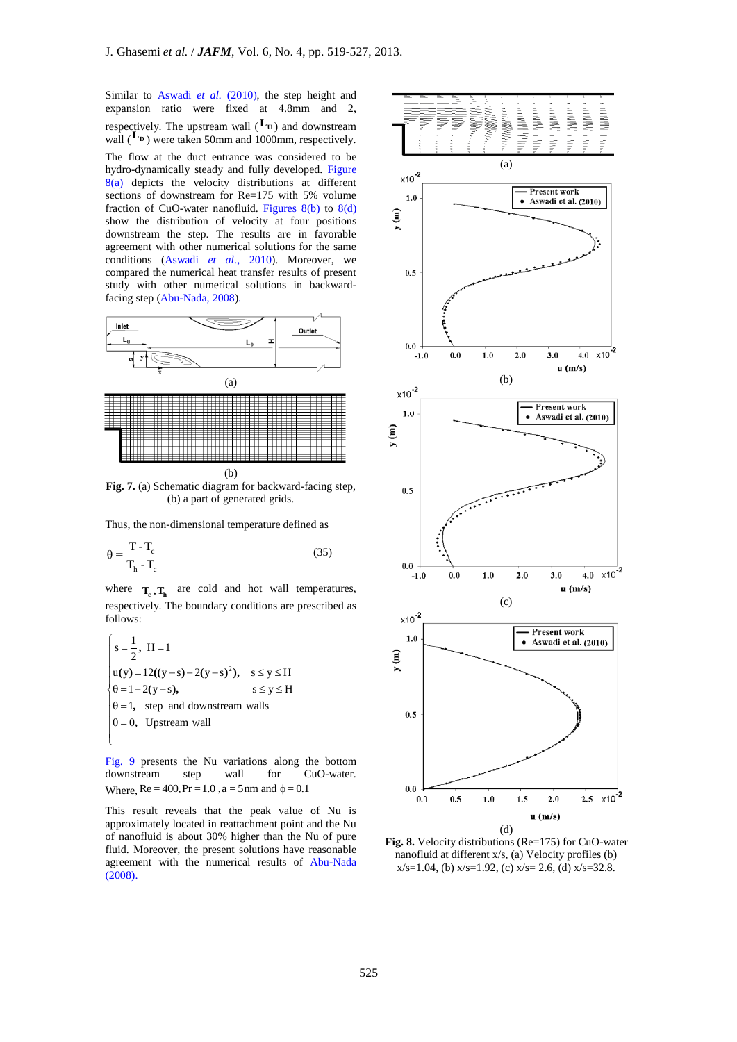Similar to Aswadi *et al.* (2010), the step height and expansion ratio were fixed at 4.8mm and 2, respectively. The upstream wall ($L_U$) and downstream wall ($L_D$) were taken 50mm and 1000mm, respectively. The flow at the duct entrance was considered to be hydro-dynamically steady and fully developed. Figure 8(a) depicts the velocity distributions at different sections of downstream for Re=175 with 5% volume fraction of CuO-water nanofluid. Figures 8(b) to 8(d) show the distribution of velocity at four positions downstream the step. The results are in favorable agreement with other numerical solutions for the same conditions (Aswadi *et al.*, 2010). Moreover, we compared the numerical heat transfer results of present study with other numerical solutions in backward-facing step (Abu-Nada, 2008).

**Fig. 7.** (a) Schematic diagram for backward-facing step, (b) a part of generated grids.

Thus, the non-dimensional temperature defined as

$$\theta = \frac{T - T_c}{T_h - T_c} \tag{35}$$

where $T_c, T_h$ are cold and hot wall temperatures, respectively. The boundary conditions are prescribed as follows:

$$\begin{cases} s = \frac{1}{2}, \ H = 1 \\ u(y) = 12((y-s) - 2(y-s)^2), \quad s \le y \le H \\ \theta = 1 - 2(y-s), \quad s \le y \le H \\ \theta = 1, \ \text{step and downstream walls} \\ \theta = 0, \ \text{Upstream wall} \end{cases}$$

Fig. 9 presents the Nu variations along the bottom downstream step wall for CuO-water. Where, $Re = 400, Pr = 1.0, a = 5\text{nm}$ and $\phi = 0.1$

This result reveals that the peak value of Nu is approximately located in reattachment point and the Nu of nanofluid is about 30% higher than the Nu of pure fluid. Moreover, the present solutions have reasonable agreement with the numerical results of Abu-Nada (2008).

**Fig. 8.** Velocity distributions (Re=175) for CuO-water nanofluid at different x/s, (a) Velocity profiles (b) x/s=1.04, (b) x/s=1.92, (c) x/s= 2.6, (d) x/s=32.8.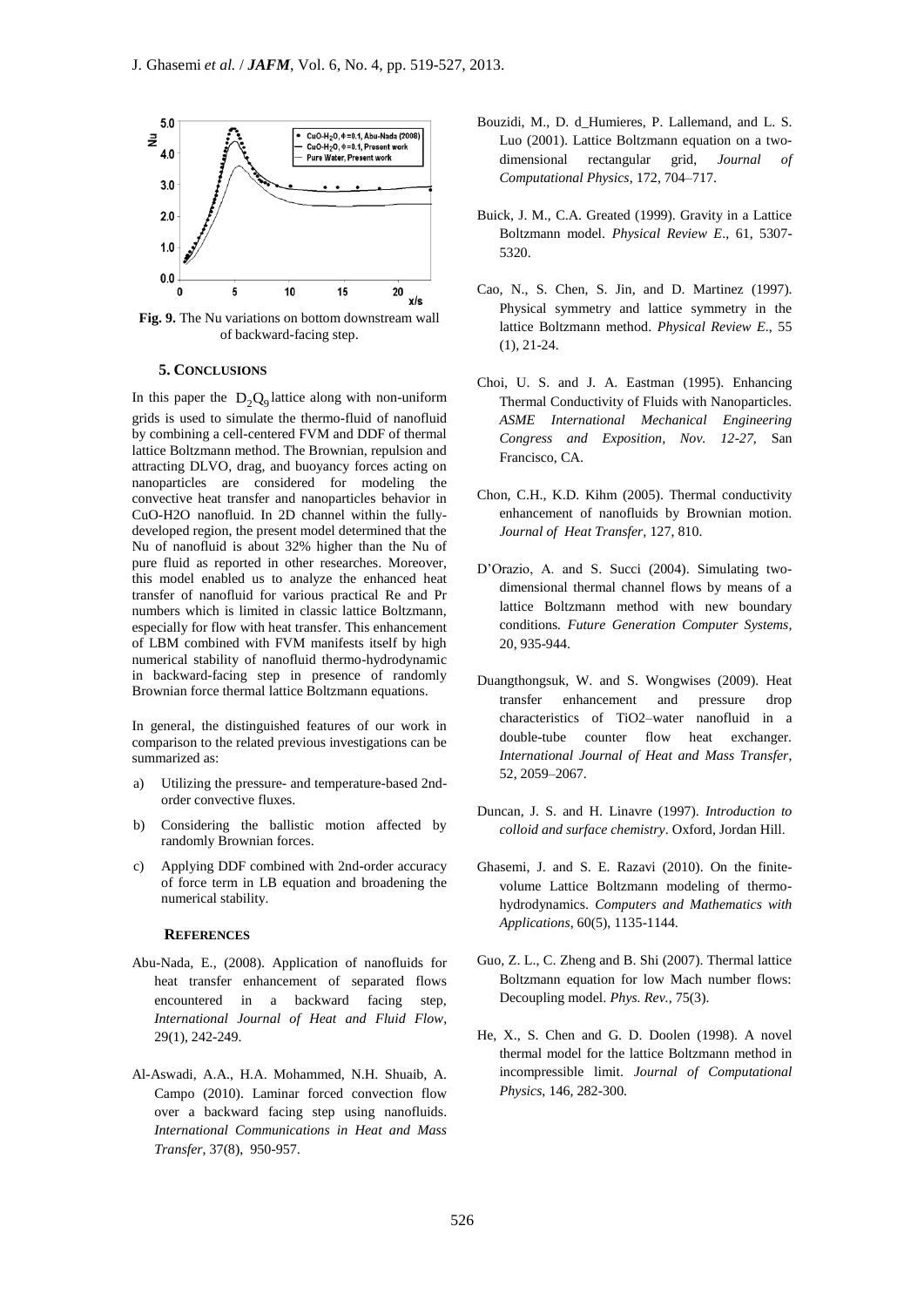Fig. 9. The Nu variations on bottom downstream wall of backward-facing step.

## 5. CONCLUSIONS

In this paper the $D_2Q_9$ lattice along with non-uniform grids is used to simulate the thermo-fluid of nanofluid by combining a cell-centered FVM and DDF of thermal lattice Boltzmann method. The Brownian, repulsion and attracting DLVO, drag, and buoyancy forces acting on nanoparticles are considered for modeling the convective heat transfer and nanoparticles behavior in CuO-H2O nanofluid. In 2D channel within the fully-developed region, the present model determined that the Nu of nanofluid is about 32% higher than the Nu of pure fluid as reported in other researches. Moreover, this model enabled us to analyze the enhanced heat transfer of nanofluid for various practical Re and Pr numbers which is limited in classic lattice Boltzmann, especially for flow with heat transfer. This enhancement of LBM combined with FVM manifests itself by high numerical stability of nanofluid thermo-hydrodynamic in backward-facing step in presence of randomly Brownian force thermal lattice Boltzmann equations.

In general, the distinguished features of our work in comparison to the related previous investigations can be summarized as:

a) Utilizing the pressure- and temperature-based 2nd-order convective fluxes.
b) Considering the ballistic motion affected by randomly Brownian forces.
c) Applying DDF combined with 2nd-order accuracy of force term in LB equation and broadening the numerical stability.

## REFERENCES

Abu-Nada, E., (2008). Application of nanofluids for heat transfer enhancement of separated flows encountered in a backward facing step, *International Journal of Heat and Fluid Flow*, 29(1), 242-249.

Al-Aswadi, A.A., H.A. Mohammed, N.H. Shuaib, A. Campo (2010). Laminar forced convection flow over a backward facing step using nanofluids. *International Communications in Heat and Mass Transfer*, 37(8), 950-957.

Bouzidi, M., D. d_Humieres, P. Lallemand, and L. S. Luo (2001). Lattice Boltzmann equation on a two-dimensional rectangular grid, *Journal of Computational Physics*, 172, 704–717.

Buick, J. M., C.A. Greated (1999). Gravity in a Lattice Boltzmann model. *Physical Review E*., 61, 5307-5320.

Cao, N., S. Chen, S. Jin, and D. Martinez (1997). Physical symmetry and lattice symmetry in the lattice Boltzmann method. *Physical Review E*., 55 (1), 21-24.

Choi, U. S. and J. A. Eastman (1995). Enhancing Thermal Conductivity of Fluids with Nanoparticles. *ASME International Mechanical Engineering Congress and Exposition, Nov. 12-27,* San Francisco, CA.

Chon, C.H., K.D. Kihm (2005). Thermal conductivity enhancement of nanofluids by Brownian motion. *Journal of Heat Transfer*, 127, 810.

D'Orazio, A. and S. Succi (2004). Simulating two-dimensional thermal channel flows by means of a lattice Boltzmann method with new boundary conditions. *Future Generation Computer Systems,* 20, 935-944.

Duangthongsuk, W. and S. Wongwises (2009). Heat transfer enhancement and pressure drop characteristics of TiO2–water nanofluid in a double-tube counter flow heat exchanger. *International Journal of Heat and Mass Transfer*, 52, 2059–2067.

Duncan, J. S. and H. Linavre (1997). *Introduction to colloid and surface chemistry*. Oxford, Jordan Hill.

Ghasemi, J. and S. E. Razavi (2010). On the finite-volume Lattice Boltzmann modeling of thermo-hydrodynamics. *Computers and Mathematics with Applications*, 60(5), 1135-1144.

Guo, Z. L., C. Zheng and B. Shi (2007). Thermal lattice Boltzmann equation for low Mach number flows: Decoupling model. *Phys. Rev.*, 75(3).

He, X., S. Chen and G. D. Doolen (1998). A novel thermal model for the lattice Boltzmann method in incompressible limit. *Journal of Computational Physics*, 146, 282-300.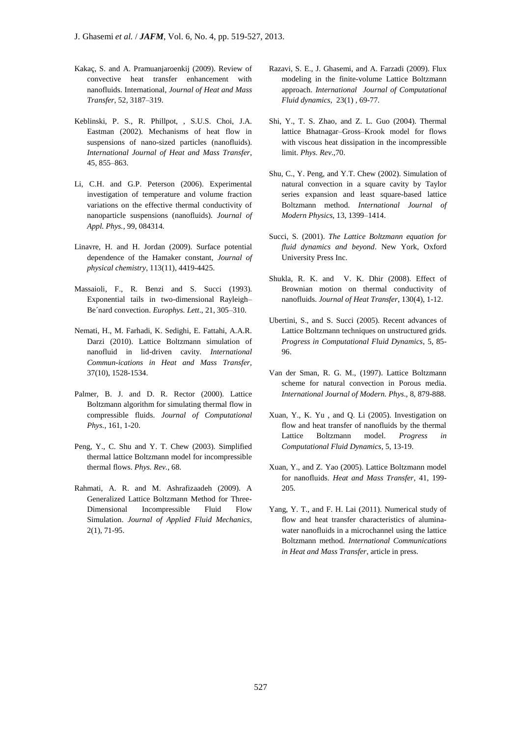Kakaç, S. and A. Pramuanjaroenkij (2009). Review of convective heat transfer enhancement with nanofluids. International, *Journal of Heat and Mass Transfer*, 52, 3187–319.

Keblinski, P. S., R. Phillpot, , S.U.S. Choi, J.A. Eastman (2002). Mechanisms of heat flow in suspensions of nano-sized particles (nanofluids). *International Journal of Heat and Mass Transfer*, 45, 855–863.

Li, C.H. and G.P. Peterson (2006). Experimental investigation of temperature and volume fraction variations on the effective thermal conductivity of nanoparticle suspensions (nanofluids). *Journal of Appl. Phys.*, 99, 084314.

Linavre, H. and H. Jordan (2009). Surface potential dependence of the Hamaker constant, *Journal of physical chemistry*, 113(11), 4419-4425.

Massaioli, F., R. Benzi and S. Succi (1993). Exponential tails in two-dimensional Rayleigh–Be´nard convection. *Europhys. Lett*., 21, 305–310.

Nemati, H., M. Farhadi, K. Sedighi, E. Fattahi, A.A.R. Darzi (2010). Lattice Boltzmann simulation of nanofluid in lid-driven cavity. *International Commun-ications in Heat and Mass Transfer*, 37(10), 1528-1534.

Palmer, B. J. and D. R. Rector (2000). Lattice Boltzmann algorithm for simulating thermal flow in compressible fluids. *Journal of Computational Phys.*, 161, 1-20.

Peng, Y., C. Shu and Y. T. Chew (2003). Simplified thermal lattice Boltzmann model for incompressible thermal flows. *Phys. Rev.*, 68.

Rahmati, A. R. and M. Ashrafizaadeh (2009). A Generalized Lattice Boltzmann Method for Three-Dimensional Incompressible Fluid Flow Simulation. *Journal of Applied Fluid Mechanics*, 2(1), 71-95.

Razavi, S. E., J. Ghasemi, and A. Farzadi (2009). Flux modeling in the finite-volume Lattice Boltzmann approach. *International Journal of Computational Fluid dynamics*, 23(1) , 69-77.

Shi, Y., T. S. Zhao, and Z. L. Guo (2004). Thermal lattice Bhatnagar–Gross–Krook model for flows with viscous heat dissipation in the incompressible limit. *Phys. Rev*.,70.

Shu, C., Y. Peng, and Y.T. Chew (2002). Simulation of natural convection in a square cavity by Taylor series expansion and least square-based lattice Boltzmann method. *International Journal of Modern Physics*, 13, 1399–1414.

Succi, S. (2001). *The Lattice Boltzmann equation for fluid dynamics and beyond*. New York, Oxford University Press Inc.

Shukla, R. K. and V. K. Dhir (2008). Effect of Brownian motion on thermal conductivity of nanofluids. *Journal of Heat Transfer*, 130(4), 1-12.

Ubertini, S., and S. Succi (2005). Recent advances of Lattice Boltzmann techniques on unstructured grids. *Progress in Computational Fluid Dynamics*, 5, 85-96.

Van der Sman, R. G. M., (1997). Lattice Boltzmann scheme for natural convection in Porous media. *International Journal of Modern. Phys*., 8, 879-888.

Xuan, Y., K. Yu , and Q. Li (2005). Investigation on flow and heat transfer of nanofluids by the thermal Lattice Boltzmann model. *Progress in Computational Fluid Dynamics*, 5, 13-19.

Xuan, Y., and Z. Yao (2005). Lattice Boltzmann model for nanofluids. *Heat and Mass Transfer*, 41, 199-205.

Yang, Y. T., and F. H. Lai (2011). Numerical study of flow and heat transfer characteristics of alumina-water nanofluids in a microchannel using the lattice Boltzmann method. *International Communications in Heat and Mass Transfer*, article in press.